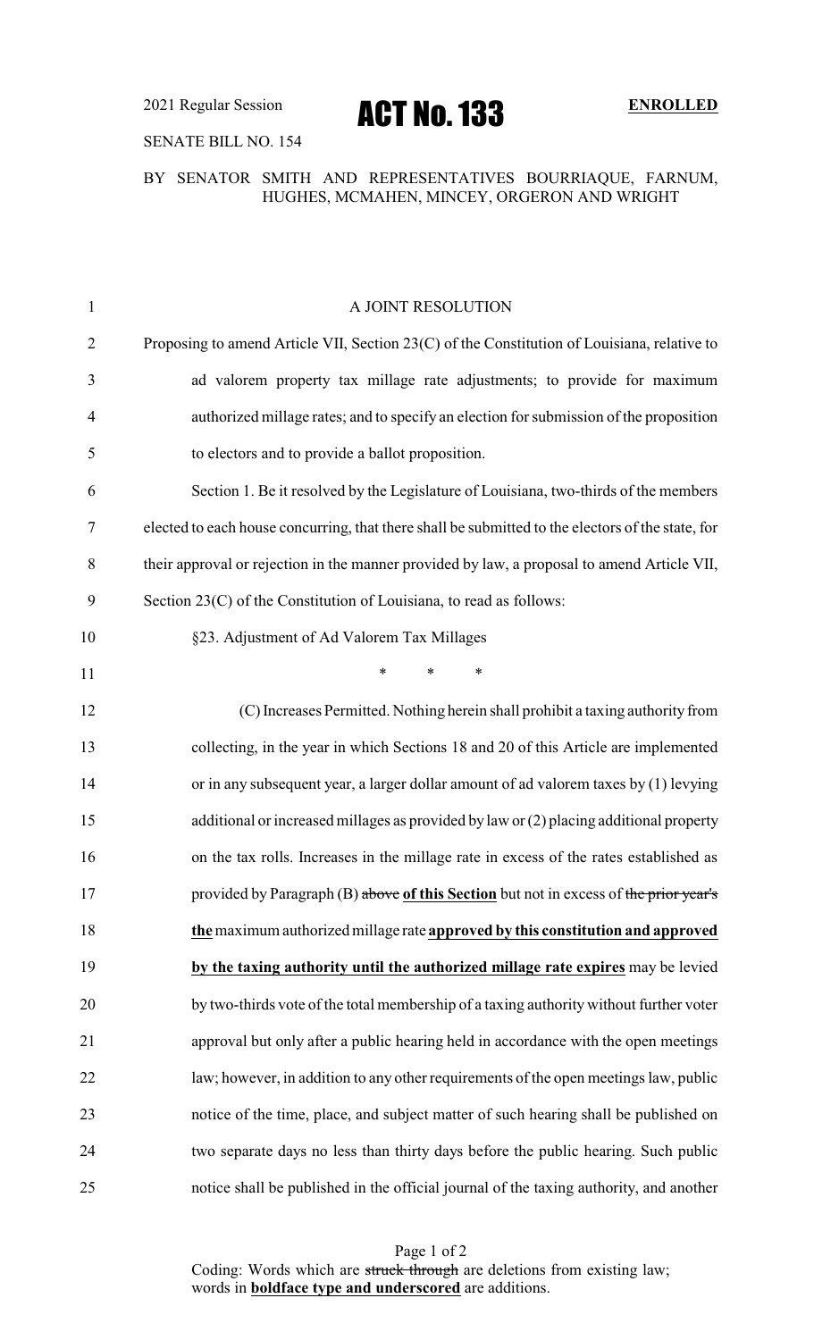2021 Regular Session

# ACT No. 133

**ENROLLED**

SENATE BILL NO. 154

BY SENATOR SMITH AND REPRESENTATIVES BOURRIAQUE, FARNUM, HUGHES, MCMAHEN, MINCEY, ORGERON AND WRIGHT

A JOINT RESOLUTION

Proposing to amend Article VII, Section 23(C) of the Constitution of Louisiana, relative to ad valorem property tax millage rate adjustments; to provide for maximum authorized millage rates; and to specify an election for submission of the proposition to electors and to provide a ballot proposition.

Section 1. Be it resolved by the Legislature of Louisiana, two-thirds of the members elected to each house concurring, that there shall be submitted to the electors of the state, for their approval or rejection in the manner provided by law, a proposal to amend Article VII, Section 23(C) of the Constitution of Louisiana, to read as follows:

§23. Adjustment of Ad Valorem Tax Millages

\* \* \*

(C) Increases Permitted. Nothing herein shall prohibit a taxing authority from collecting, in the year in which Sections 18 and 20 of this Article are implemented or in any subsequent year, a larger dollar amount of ad valorem taxes by (1) levying additional or increased millages as provided by law or (2) placing additional property on the tax rolls. Increases in the millage rate in excess of the rates established as provided by Paragraph (B) ~~above~~ **<u>of this Section</u>** but not in excess of ~~the prior year's~~ **<u>the</u>** maximum authorized millage rate **<u>approved by this constitution and approved by the taxing authority until the authorized millage rate expires</u>** may be levied by two-thirds vote of the total membership of a taxing authority without further voter approval but only after a public hearing held in accordance with the open meetings law; however, in addition to any other requirements of the open meetings law, public notice of the time, place, and subject matter of such hearing shall be published on two separate days no less than thirty days before the public hearing. Such public notice shall be published in the official journal of the taxing authority, and another

Coding: Words which are ~~struck through~~ are deletions from existing law; words in **<u>boldface type and underscored</u>** are additions.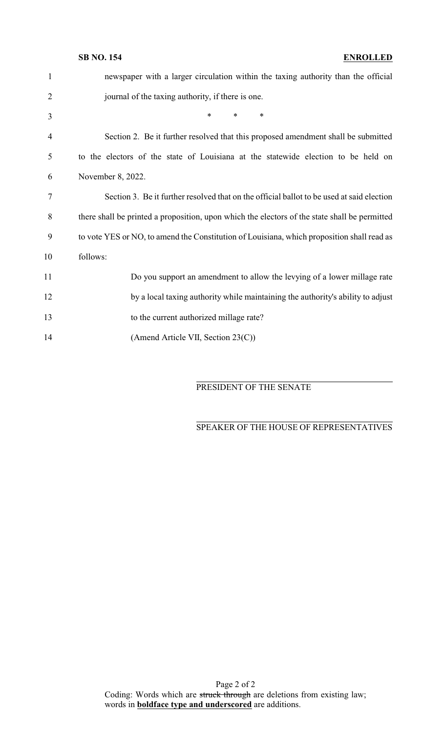newspaper with a larger circulation within the taxing authority than the official journal of the taxing authority, if there is one.

\* \* \*

Section 2. Be it further resolved that this proposed amendment shall be submitted to the electors of the state of Louisiana at the statewide election to be held on November 8, 2022.

Section 3. Be it further resolved that on the official ballot to be used at said election there shall be printed a proposition, upon which the electors of the state shall be permitted to vote YES or NO, to amend the Constitution of Louisiana, which proposition shall read as follows:

> Do you support an amendment to allow the levying of a lower millage rate by a local taxing authority while maintaining the authority's ability to adjust to the current authorized millage rate?
>
> (Amend Article VII, Section 23(C))

PRESIDENT OF THE SENATE

SPEAKER OF THE HOUSE OF REPRESENTATIVES

Coding: Words which are ~~struck through~~ are deletions from existing law; words in **<u>boldface type and underscored</u>** are additions.